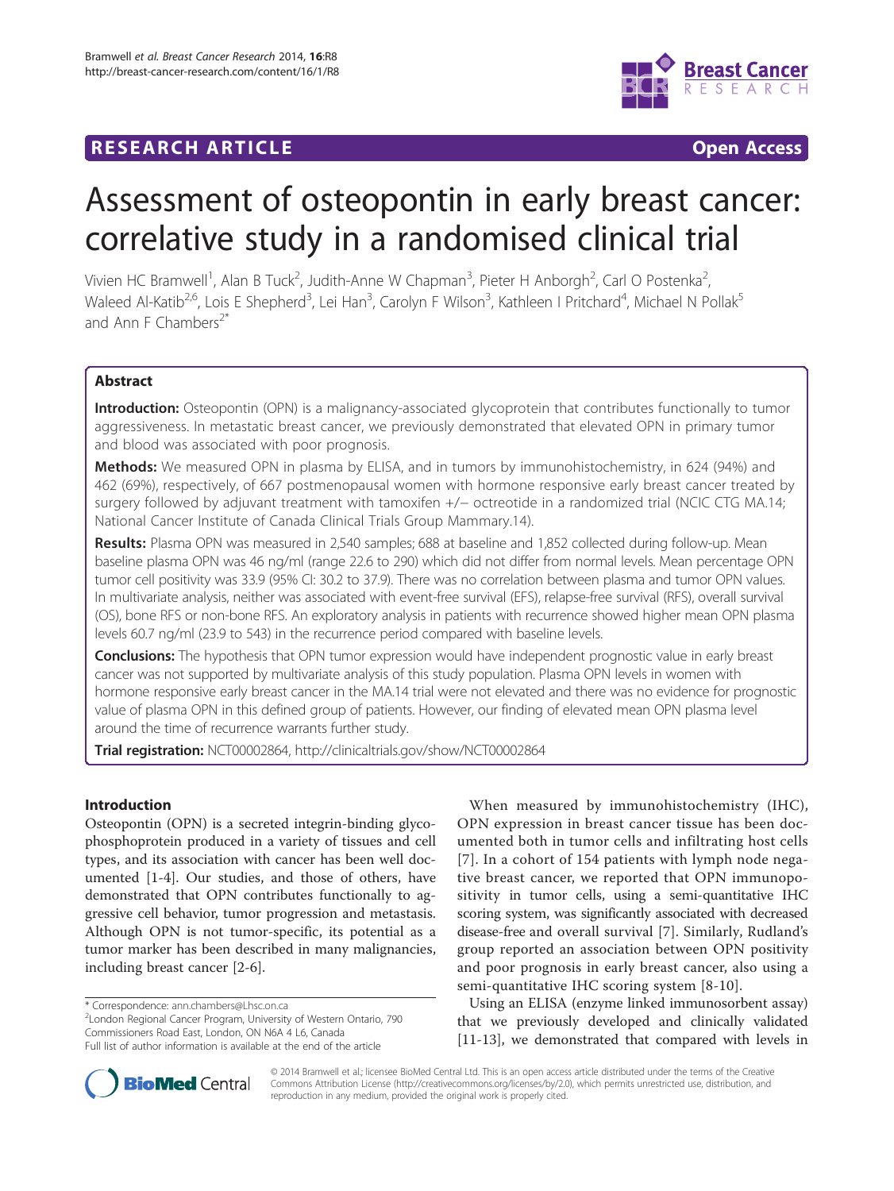**RESEARCH ARTICLE** **Open Access**

# Assessment of osteopontin in early breast cancer: correlative study in a randomised clinical trial

Vivien HC Bramwell[1], Alan B Tuck[2], Judith-Anne W Chapman[3], Pieter H Anborgh[2], Carl O Postenka[2], Waleed Al-Katib[2,6], Lois E Shepherd[3], Lei Han[3], Carolyn F Wilson[3], Kathleen I Pritchard[4], Michael N Pollak[5] and Ann F Chambers[2*]

## Abstract

**Introduction:** Osteopontin (OPN) is a malignancy-associated glycoprotein that contributes functionally to tumor aggressiveness. In metastatic breast cancer, we previously demonstrated that elevated OPN in primary tumor and blood was associated with poor prognosis.

**Methods:** We measured OPN in plasma by ELISA, and in tumors by immunohistochemistry, in 624 (94%) and 462 (69%), respectively, of 667 postmenopausal women with hormone responsive early breast cancer treated by surgery followed by adjuvant treatment with tamoxifen +/− octreotide in a randomized trial (NCIC CTG MA.14; National Cancer Institute of Canada Clinical Trials Group Mammary.14).

**Results:** Plasma OPN was measured in 2,540 samples; 688 at baseline and 1,852 collected during follow-up. Mean baseline plasma OPN was 46 ng/ml (range 22.6 to 290) which did not differ from normal levels. Mean percentage OPN tumor cell positivity was 33.9 (95% CI: 30.2 to 37.9). There was no correlation between plasma and tumor OPN values. In multivariate analysis, neither was associated with event-free survival (EFS), relapse-free survival (RFS), overall survival (OS), bone RFS or non-bone RFS. An exploratory analysis in patients with recurrence showed higher mean OPN plasma levels 60.7 ng/ml (23.9 to 543) in the recurrence period compared with baseline levels.

**Conclusions:** The hypothesis that OPN tumor expression would have independent prognostic value in early breast cancer was not supported by multivariate analysis of this study population. Plasma OPN levels in women with hormone responsive early breast cancer in the MA.14 trial were not elevated and there was no evidence for prognostic value of plasma OPN in this defined group of patients. However, our finding of elevated mean OPN plasma level around the time of recurrence warrants further study.

**Trial registration:** NCT00002864, http://clinicaltrials.gov/show/NCT00002864

## Introduction

Osteopontin (OPN) is a secreted integrin-binding glycophosphoprotein produced in a variety of tissues and cell types, and its association with cancer has been well documented [1-4]. Our studies, and those of others, have demonstrated that OPN contributes functionally to aggressive cell behavior, tumor progression and metastasis. Although OPN is not tumor-specific, its potential as a tumor marker has been described in many malignancies, including breast cancer [2-6].

When measured by immunohistochemistry (IHC), OPN expression in breast cancer tissue has been documented both in tumor cells and infiltrating host cells [7]. In a cohort of 154 patients with lymph node negative breast cancer, we reported that OPN immunopositivity in tumor cells, using a semi-quantitative IHC scoring system, was significantly associated with decreased disease-free and overall survival [7]. Similarly, Rudland's group reported an association between OPN positivity and poor prognosis in early breast cancer, also using a semi-quantitative IHC scoring system [8-10].

Using an ELISA (enzyme linked immunosorbent assay) that we previously developed and clinically validated [11-13], we demonstrated that compared with levels in

\* Correspondence: ann.chambers@Lhsc.on.ca
[2]London Regional Cancer Program, University of Western Ontario, 790 Commissioners Road East, London, ON N6A 4 L6, Canada
Full list of author information is available at the end of the article

© 2014 Bramwell et al.; licensee BioMed Central Ltd. This is an open access article distributed under the terms of the Creative Commons Attribution License (http://creativecommons.org/licenses/by/2.0), which permits unrestricted use, distribution, and reproduction in any medium, provided the original work is properly cited.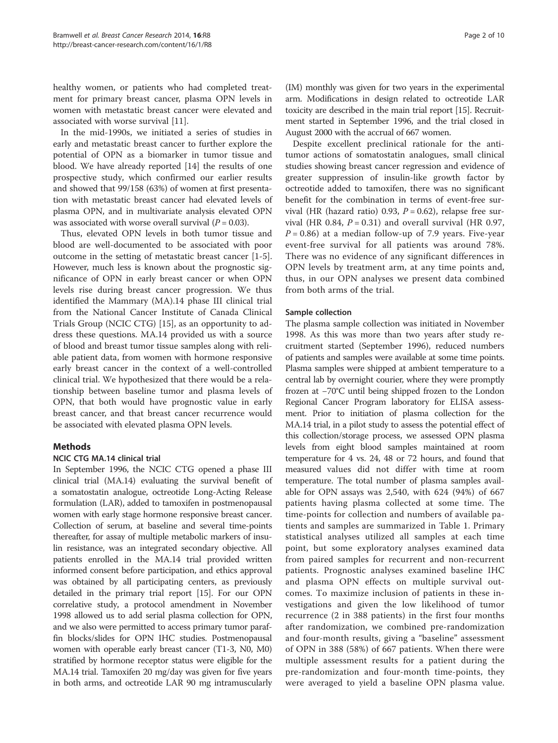healthy women, or patients who had completed treatment for primary breast cancer, plasma OPN levels in women with metastatic breast cancer were elevated and associated with worse survival [11].

In the mid-1990s, we initiated a series of studies in early and metastatic breast cancer to further explore the potential of OPN as a biomarker in tumor tissue and blood. We have already reported [14] the results of one prospective study, which confirmed our earlier results and showed that 99/158 (63%) of women at first presentation with metastatic breast cancer had elevated levels of plasma OPN, and in multivariate analysis elevated OPN was associated with worse overall survival ($P = 0.03$).

Thus, elevated OPN levels in both tumor tissue and blood are well-documented to be associated with poor outcome in the setting of metastatic breast cancer [1-5]. However, much less is known about the prognostic significance of OPN in early breast cancer or when OPN levels rise during breast cancer progression. We thus identified the Mammary (MA).14 phase III clinical trial from the National Cancer Institute of Canada Clinical Trials Group (NCIC CTG) [15], as an opportunity to address these questions. MA.14 provided us with a source of blood and breast tumor tissue samples along with reliable patient data, from women with hormone responsive early breast cancer in the context of a well-controlled clinical trial. We hypothesized that there would be a relationship between baseline tumor and plasma levels of OPN, that both would have prognostic value in early breast cancer, and that breast cancer recurrence would be associated with elevated plasma OPN levels.

## Methods

### NCIC CTG MA.14 clinical trial

In September 1996, the NCIC CTG opened a phase III clinical trial (MA.14) evaluating the survival benefit of a somatostatin analogue, octreotide Long-Acting Release formulation (LAR), added to tamoxifen in postmenopausal women with early stage hormone responsive breast cancer. Collection of serum, at baseline and several time-points thereafter, for assay of multiple metabolic markers of insulin resistance, was an integrated secondary objective. All patients enrolled in the MA.14 trial provided written informed consent before participation, and ethics approval was obtained by all participating centers, as previously detailed in the primary trial report [15]. For our OPN correlative study, a protocol amendment in November 1998 allowed us to add serial plasma collection for OPN, and we also were permitted to access primary tumor paraffin blocks/slides for OPN IHC studies. Postmenopausal women with operable early breast cancer (T1-3, N0, M0) stratified by hormone receptor status were eligible for the MA.14 trial. Tamoxifen 20 mg/day was given for five years in both arms, and octreotide LAR 90 mg intramuscularly (IM) monthly was given for two years in the experimental arm. Modifications in design related to octreotide LAR toxicity are described in the main trial report [15]. Recruitment started in September 1996, and the trial closed in August 2000 with the accrual of 667 women.

Despite excellent preclinical rationale for the antitumor actions of somatostatin analogues, small clinical studies showing breast cancer regression and evidence of greater suppression of insulin-like growth factor by octreotide added to tamoxifen, there was no significant benefit for the combination in terms of event-free survival (HR (hazard ratio) 0.93, $P = 0.62$), relapse free survival (HR 0.84, $P = 0.31$) and overall survival (HR 0.97, $P = 0.86$) at a median follow-up of 7.9 years. Five-year event-free survival for all patients was around 78%. There was no evidence of any significant differences in OPN levels by treatment arm, at any time points and, thus, in our OPN analyses we present data combined from both arms of the trial.

### Sample collection

The plasma sample collection was initiated in November 1998. As this was more than two years after study recruitment started (September 1996), reduced numbers of patients and samples were available at some time points. Plasma samples were shipped at ambient temperature to a central lab by overnight courier, where they were promptly frozen at −70°C until being shipped frozen to the London Regional Cancer Program laboratory for ELISA assessment. Prior to initiation of plasma collection for the MA.14 trial, in a pilot study to assess the potential effect of this collection/storage process, we assessed OPN plasma levels from eight blood samples maintained at room temperature for 4 vs. 24, 48 or 72 hours, and found that measured values did not differ with time at room temperature. The total number of plasma samples available for OPN assays was 2,540, with 624 (94%) of 667 patients having plasma collected at some time. The time-points for collection and numbers of available patients and samples are summarized in Table 1. Primary statistical analyses utilized all samples at each time point, but some exploratory analyses examined data from paired samples for recurrent and non-recurrent patients. Prognostic analyses examined baseline IHC and plasma OPN effects on multiple survival outcomes. To maximize inclusion of patients in these investigations and given the low likelihood of tumor recurrence (2 in 388 patients) in the first four months after randomization, we combined pre-randomization and four-month results, giving a "baseline" assessment of OPN in 388 (58%) of 667 patients. When there were multiple assessment results for a patient during the pre-randomization and four-month time-points, they were averaged to yield a baseline OPN plasma value.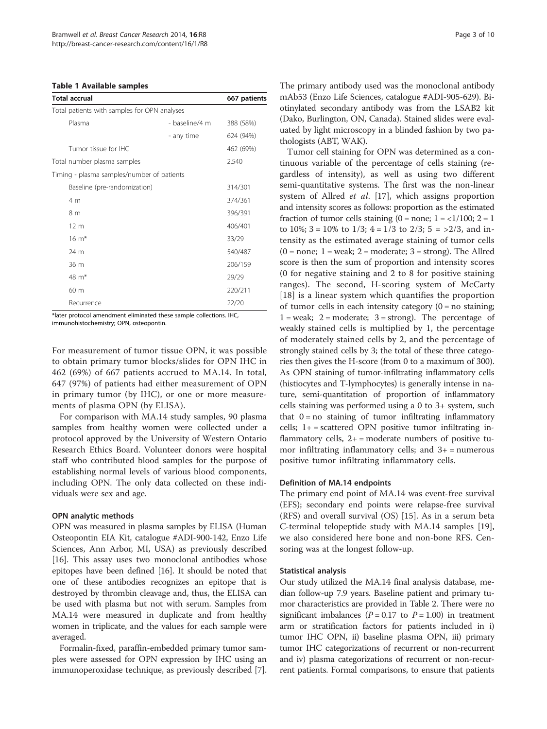**Table 1 Available samples**

| Total accrual | | 667 patients |
|---|---|---|
| Total patients with samples for OPN analyses | | |
| Plasma | - baseline/4 m | 388 (58%) |
| | - any time | 624 (94%) |
| Tumor tissue for IHC | | 462 (69%) |
| Total number plasma samples | | 2,540 |
| Timing - plasma samples/number of patients | | |
| Baseline (pre-randomization) | | 314/301 |
| 4 m | | 374/361 |
| 8 m | | 396/391 |
| 12 m | | 406/401 |
| 16 m* | | 33/29 |
| 24 m | | 540/487 |
| 36 m | | 206/159 |
| 48 m* | | 29/29 |
| 60 m | | 220/211 |
| Recurrence | | 22/20 |

*later protocol amendment eliminated these sample collections. IHC, immunohistochemistry; OPN, osteopontin.

For measurement of tumor tissue OPN, it was possible to obtain primary tumor blocks/slides for OPN IHC in 462 (69%) of 667 patients accrued to MA.14. In total, 647 (97%) of patients had either measurement of OPN in primary tumor (by IHC), or one or more measurements of plasma OPN (by ELISA).

For comparison with MA.14 study samples, 90 plasma samples from healthy women were collected under a protocol approved by the University of Western Ontario Research Ethics Board. Volunteer donors were hospital staff who contributed blood samples for the purpose of establishing normal levels of various blood components, including OPN. The only data collected on these individuals were sex and age.

### OPN analytic methods

OPN was measured in plasma samples by ELISA (Human Osteopontin EIA Kit, catalogue #ADI-900-142, Enzo Life Sciences, Ann Arbor, MI, USA) as previously described [16]. This assay uses two monoclonal antibodies whose epitopes have been defined [16]. It should be noted that one of these antibodies recognizes an epitope that is destroyed by thrombin cleavage and, thus, the ELISA can be used with plasma but not with serum. Samples from MA.14 were measured in duplicate and from healthy women in triplicate, and the values for each sample were averaged.

Formalin-fixed, paraffin-embedded primary tumor samples were assessed for OPN expression by IHC using an immunoperoxidase technique, as previously described [7]. The primary antibody used was the monoclonal antibody mAb53 (Enzo Life Sciences, catalogue #ADI-905-629). Biotinylated secondary antibody was from the LSAB2 kit (Dako, Burlington, ON, Canada). Stained slides were evaluated by light microscopy in a blinded fashion by two pathologists (ABT, WAK).

Tumor cell staining for OPN was determined as a continuous variable of the percentage of cells staining (regardless of intensity), as well as using two different semi-quantitative systems. The first was the non-linear system of Allred *et al*. [17], which assigns proportion and intensity scores as follows: proportion as the estimated fraction of tumor cells staining (0 = none; 1 = <1/100; 2 = 1 to 10%; 3 = 10% to 1/3; 4 = 1/3 to 2/3; 5 = >2/3, and intensity as the estimated average staining of tumor cells (0 = none; 1 = weak; 2 = moderate; 3 = strong). The Allred score is then the sum of proportion and intensity scores (0 for negative staining and 2 to 8 for positive staining ranges). The second, H-scoring system of McCarty [18] is a linear system which quantifies the proportion of tumor cells in each intensity category (0 = no staining; 1 = weak; 2 = moderate; 3 = strong). The percentage of weakly stained cells is multiplied by 1, the percentage of moderately stained cells by 2, and the percentage of strongly stained cells by 3; the total of these three categories then gives the H-score (from 0 to a maximum of 300). As OPN staining of tumor-infiltrating inflammatory cells (histiocytes and T-lymphocytes) is generally intense in nature, semi-quantitation of proportion of inflammatory cells staining was performed using a 0 to 3+ system, such that 0 = no staining of tumor infiltrating inflammatory cells; 1+ = scattered OPN positive tumor infiltrating inflammatory cells, 2+ = moderate numbers of positive tumor infiltrating inflammatory cells; and 3+ = numerous positive tumor infiltrating inflammatory cells.

### Definition of MA.14 endpoints

The primary end point of MA.14 was event-free survival (EFS); secondary end points were relapse-free survival (RFS) and overall survival (OS) [15]. As in a serum beta C-terminal telopeptide study with MA.14 samples [19], we also considered here bone and non-bone RFS. Censoring was at the longest follow-up.

### Statistical analysis

Our study utilized the MA.14 final analysis database, median follow-up 7.9 years. Baseline patient and primary tumor characteristics are provided in Table 2. There were no significant imbalances ($P = 0.17$ to $P = 1.00$) in treatment arm or stratification factors for patients included in i) tumor IHC OPN, ii) baseline plasma OPN, iii) primary tumor IHC categorizations of recurrent or non-recurrent and iv) plasma categorizations of recurrent or non-recurrent patients. Formal comparisons, to ensure that patients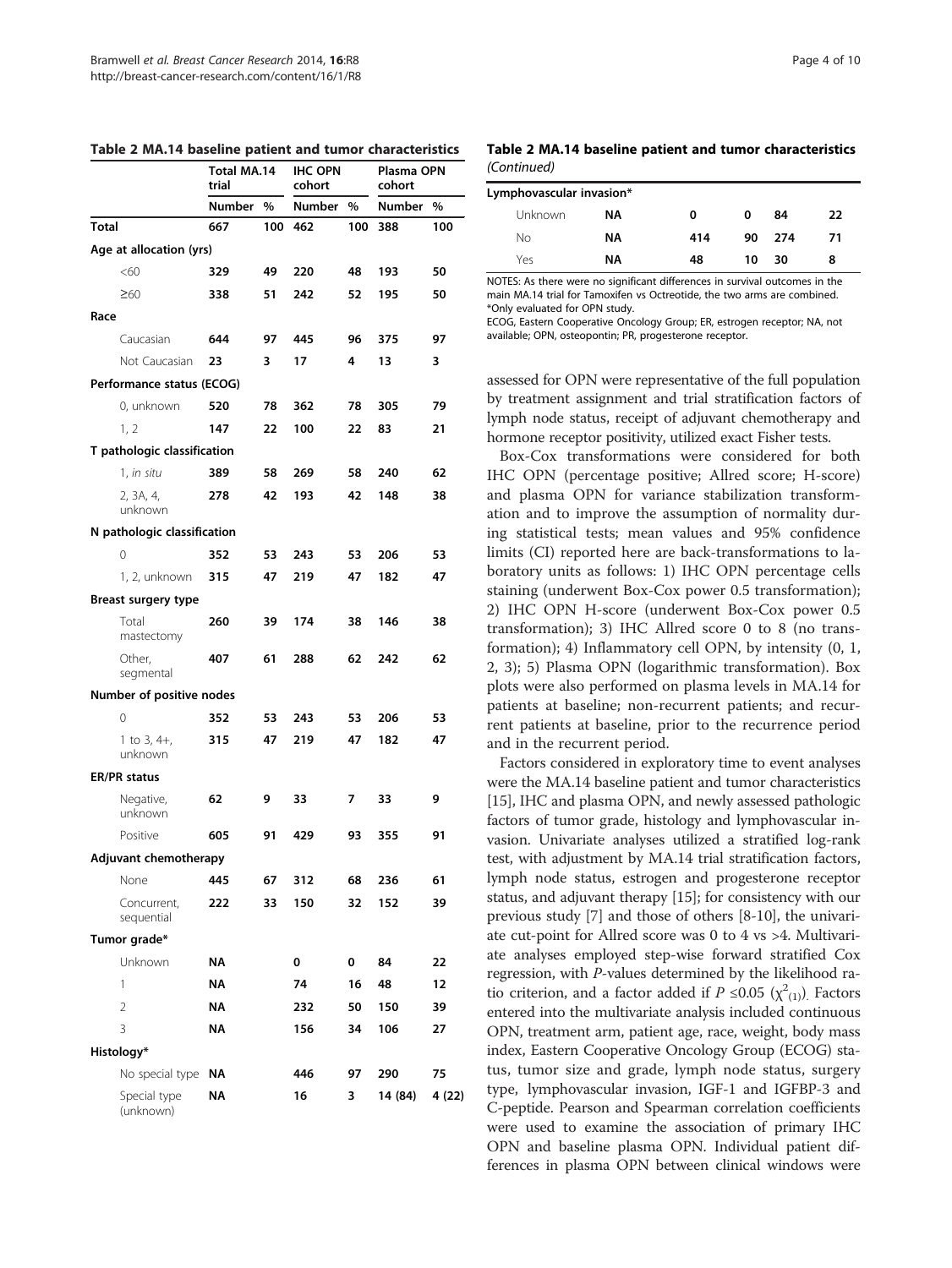**Table 2 MA.14 baseline patient and tumor characteristics**

| | Total MA.14 trial | | IHC OPN cohort | | Plasma OPN cohort | |
|---|---|---|---|---|---|---|
| | Number | % | Number | % | Number | % |
| **Total** | **667** | **100** | **462** | **100** | **388** | **100** |
| **Age at allocation (yrs)** | | | | | | |
| <60 | **329** | **49** | **220** | **48** | **193** | **50** |
| ≥60 | **338** | **51** | **242** | **52** | **195** | **50** |
| **Race** | | | | | | |
| Caucasian | **644** | **97** | **445** | **96** | **375** | **97** |
| Not Caucasian | **23** | **3** | **17** | **4** | **13** | **3** |
| **Performance status (ECOG)** | | | | | | |
| 0, unknown | **520** | **78** | **362** | **78** | **305** | **79** |
| 1, 2 | **147** | **22** | **100** | **22** | **83** | **21** |
| **T pathologic classification** | | | | | | |
| 1, *in situ* | **389** | **58** | **269** | **58** | **240** | **62** |
| 2, 3A, 4, unknown | **278** | **42** | **193** | **42** | **148** | **38** |
| **N pathologic classification** | | | | | | |
| 0 | **352** | **53** | **243** | **53** | **206** | **53** |
| 1, 2, unknown | **315** | **47** | **219** | **47** | **182** | **47** |
| **Breast surgery type** | | | | | | |
| Total mastectomy | **260** | **39** | **174** | **38** | **146** | **38** |
| Other, segmental | **407** | **61** | **288** | **62** | **242** | **62** |
| **Number of positive nodes** | | | | | | |
| 0 | **352** | **53** | **243** | **53** | **206** | **53** |
| 1 to 3, 4+, unknown | **315** | **47** | **219** | **47** | **182** | **47** |
| **ER/PR status** | | | | | | |
| Negative, unknown | **62** | **9** | **33** | **7** | **33** | **9** |
| Positive | **605** | **91** | **429** | **93** | **355** | **91** |
| **Adjuvant chemotherapy** | | | | | | |
| None | **445** | **67** | **312** | **68** | **236** | **61** |
| Concurrent, sequential | **222** | **33** | **150** | **32** | **152** | **39** |
| **Tumor grade*** | | | | | | |
| Unknown | **NA** | | **0** | **0** | **84** | **22** |
| 1 | **NA** | | **74** | **16** | **48** | **12** |
| 2 | **NA** | | **232** | **50** | **150** | **39** |
| 3 | **NA** | | **156** | **34** | **106** | **27** |
| **Histology*** | | | | | | |
| No special type | **NA** | | **446** | **97** | **290** | **75** |
| Special type (unknown) | **NA** | | **16** | **3** | **14 (84)** | **4 (22)** |
| **Lymphovascular invasion*** | | | | | | |
| Unknown | **NA** | | **0** | **0** | **84** | **22** |
| No | **NA** | | **414** | **90** | **274** | **71** |
| Yes | **NA** | | **48** | **10** | **30** | **8** |

NOTES: As there were no significant differences in survival outcomes in the main MA.14 trial for Tamoxifen vs Octreotide, the two arms are combined. *Only evaluated for OPN study.
ECOG, Eastern Cooperative Oncology Group; ER, estrogen receptor; NA, not available; OPN, osteopontin; PR, progesterone receptor.

assessed for OPN were representative of the full population by treatment assignment and trial stratification factors of lymph node status, receipt of adjuvant chemotherapy and hormone receptor positivity, utilized exact Fisher tests.

Box-Cox transformations were considered for both IHC OPN (percentage positive; Allred score; H-score) and plasma OPN for variance stabilization transformation and to improve the assumption of normality during statistical tests; mean values and 95% confidence limits (CI) reported here are back-transformations to laboratory units as follows: 1) IHC OPN percentage cells staining (underwent Box-Cox power 0.5 transformation); 2) IHC OPN H-score (underwent Box-Cox power 0.5 transformation); 3) IHC Allred score 0 to 8 (no transformation); 4) Inflammatory cell OPN, by intensity (0, 1, 2, 3); 5) Plasma OPN (logarithmic transformation). Box plots were also performed on plasma levels in MA.14 for patients at baseline; non-recurrent patients; and recurrent patients at baseline, prior to the recurrence period and in the recurrent period.

Factors considered in exploratory time to event analyses were the MA.14 baseline patient and tumor characteristics [15], IHC and plasma OPN, and newly assessed pathologic factors of tumor grade, histology and lymphovascular invasion. Univariate analyses utilized a stratified log-rank test, with adjustment by MA.14 trial stratification factors, lymph node status, estrogen and progesterone receptor status, and adjuvant therapy [15]; for consistency with our previous study [7] and those of others [8-10], the univariate cut-point for Allred score was 0 to 4 vs >4. Multivariate analyses employed step-wise forward stratified Cox regression, with *P*-values determined by the likelihood ratio criterion, and a factor added if $P \leq 0.05$ ($\chi^2_{(1)}$). Factors entered into the multivariate analysis included continuous OPN, treatment arm, patient age, race, weight, body mass index, Eastern Cooperative Oncology Group (ECOG) status, tumor size and grade, lymph node status, surgery type, lymphovascular invasion, IGF-1 and IGFBP-3 and C-peptide. Pearson and Spearman correlation coefficients were used to examine the association of primary IHC OPN and baseline plasma OPN. Individual patient differences in plasma OPN between clinical windows were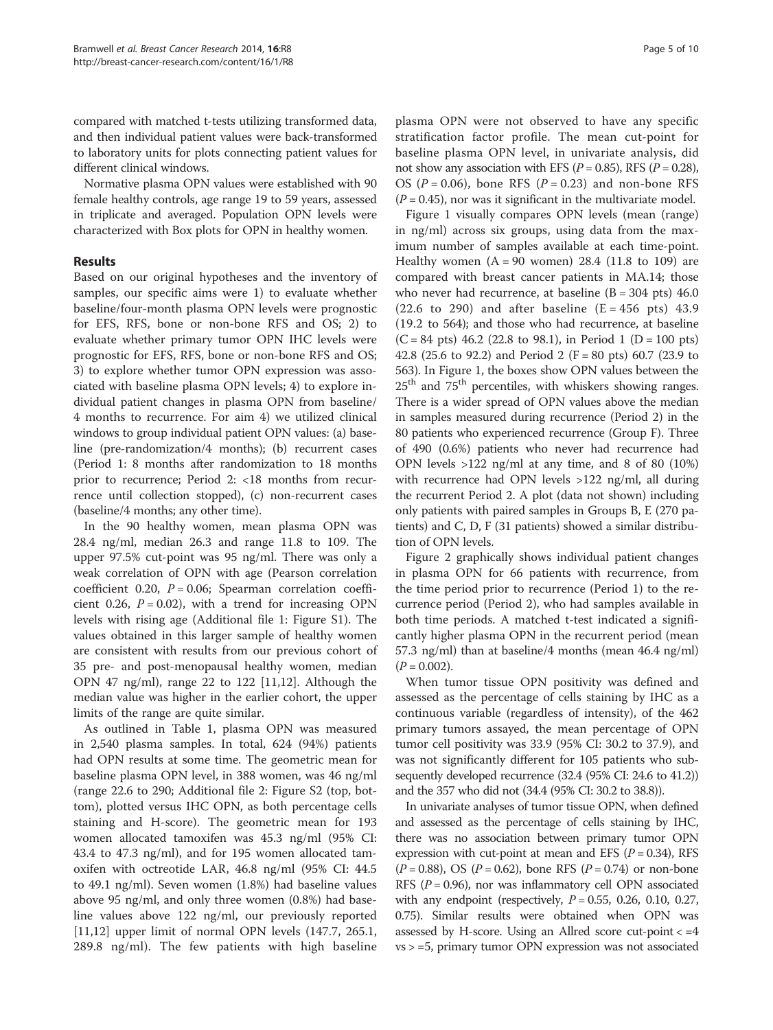compared with matched t-tests utilizing transformed data, and then individual patient values were back-transformed to laboratory units for plots connecting patient values for different clinical windows.

Normative plasma OPN values were established with 90 female healthy controls, age range 19 to 59 years, assessed in triplicate and averaged. Population OPN levels were characterized with Box plots for OPN in healthy women.

## Results

Based on our original hypotheses and the inventory of samples, our specific aims were 1) to evaluate whether baseline/four-month plasma OPN levels were prognostic for EFS, RFS, bone or non-bone RFS and OS; 2) to evaluate whether primary tumor OPN IHC levels were prognostic for EFS, RFS, bone or non-bone RFS and OS; 3) to explore whether tumor OPN expression was associated with baseline plasma OPN levels; 4) to explore individual patient changes in plasma OPN from baseline/4 months to recurrence. For aim 4) we utilized clinical windows to group individual patient OPN values: (a) baseline (pre-randomization/4 months); (b) recurrent cases (Period 1: 8 months after randomization to 18 months prior to recurrence; Period 2: <18 months from recurrence until collection stopped), (c) non-recurrent cases (baseline/4 months; any other time).

In the 90 healthy women, mean plasma OPN was 28.4 ng/ml, median 26.3 and range 11.8 to 109. The upper 97.5% cut-point was 95 ng/ml. There was only a weak correlation of OPN with age (Pearson correlation coefficient 0.20, $P = 0.06$; Spearman correlation coefficient 0.26, $P = 0.02$), with a trend for increasing OPN levels with rising age (Additional file 1: Figure S1). The values obtained in this larger sample of healthy women are consistent with results from our previous cohort of 35 pre- and post-menopausal healthy women, median OPN 47 ng/ml), range 22 to 122 [11,12]. Although the median value was higher in the earlier cohort, the upper limits of the range are quite similar.

As outlined in Table 1, plasma OPN was measured in 2,540 plasma samples. In total, 624 (94%) patients had OPN results at some time. The geometric mean for baseline plasma OPN level, in 388 women, was 46 ng/ml (range 22.6 to 290; Additional file 2: Figure S2 (top, bottom), plotted versus IHC OPN, as both percentage cells staining and H-score). The geometric mean for 193 women allocated tamoxifen was 45.3 ng/ml (95% CI: 43.4 to 47.3 ng/ml), and for 195 women allocated tamoxifen with octreotide LAR, 46.8 ng/ml (95% CI: 44.5 to 49.1 ng/ml). Seven women (1.8%) had baseline values above 95 ng/ml, and only three women (0.8%) had baseline values above 122 ng/ml, our previously reported [11,12] upper limit of normal OPN levels (147.7, 265.1, 289.8 ng/ml). The few patients with high baseline plasma OPN were not observed to have any specific stratification factor profile. The mean cut-point for baseline plasma OPN level, in univariate analysis, did not show any association with EFS ($P = 0.85$), RFS ($P = 0.28$), OS ($P = 0.06$), bone RFS ($P = 0.23$) and non-bone RFS ($P = 0.45$), nor was it significant in the multivariate model.

Figure 1 visually compares OPN levels (mean (range) in ng/ml) across six groups, using data from the maximum number of samples available at each time-point. Healthy women (A = 90 women) 28.4 (11.8 to 109) are compared with breast cancer patients in MA.14; those who never had recurrence, at baseline (B = 304 pts) 46.0 (22.6 to 290) and after baseline (E = 456 pts) 43.9 (19.2 to 564); and those who had recurrence, at baseline (C = 84 pts) 46.2 (22.8 to 98.1), in Period 1 (D = 100 pts) 42.8 (25.6 to 92.2) and Period 2 (F = 80 pts) 60.7 (23.9 to 563). In Figure 1, the boxes show OPN values between the 25th and 75th percentiles, with whiskers showing ranges. There is a wider spread of OPN values above the median in samples measured during recurrence (Period 2) in the 80 patients who experienced recurrence (Group F). Three of 490 (0.6%) patients who never had recurrence had OPN levels >122 ng/ml at any time, and 8 of 80 (10%) with recurrence had OPN levels >122 ng/ml, all during the recurrent Period 2. A plot (data not shown) including only patients with paired samples in Groups B, E (270 patients) and C, D, F (31 patients) showed a similar distribution of OPN levels.

Figure 2 graphically shows individual patient changes in plasma OPN for 66 patients with recurrence, from the time period prior to recurrence (Period 1) to the recurrence period (Period 2), who had samples available in both time periods. A matched t-test indicated a significantly higher plasma OPN in the recurrent period (mean 57.3 ng/ml) than at baseline/4 months (mean 46.4 ng/ml) ($P = 0.002$).

When tumor tissue OPN positivity was defined and assessed as the percentage of cells staining by IHC as a continuous variable (regardless of intensity), of the 462 primary tumors assayed, the mean percentage of OPN tumor cell positivity was 33.9 (95% CI: 30.2 to 37.9), and was not significantly different for 105 patients who subsequently developed recurrence (32.4 (95% CI: 24.6 to 41.2)) and the 357 who did not (34.4 (95% CI: 30.2 to 38.8)).

In univariate analyses of tumor tissue OPN, when defined and assessed as the percentage of cells staining by IHC, there was no association between primary tumor OPN expression with cut-point at mean and EFS ($P = 0.34$), RFS ($P = 0.88$), OS ($P = 0.62$), bone RFS ($P = 0.74$) or non-bone RFS ($P = 0.96$), nor was inflammatory cell OPN associated with any endpoint (respectively, $P = 0.55$, 0.26, 0.10, 0.27, 0.75). Similar results were obtained when OPN was assessed by H-score. Using an Allred score cut-point < =4 vs > =5, primary tumor OPN expression was not associated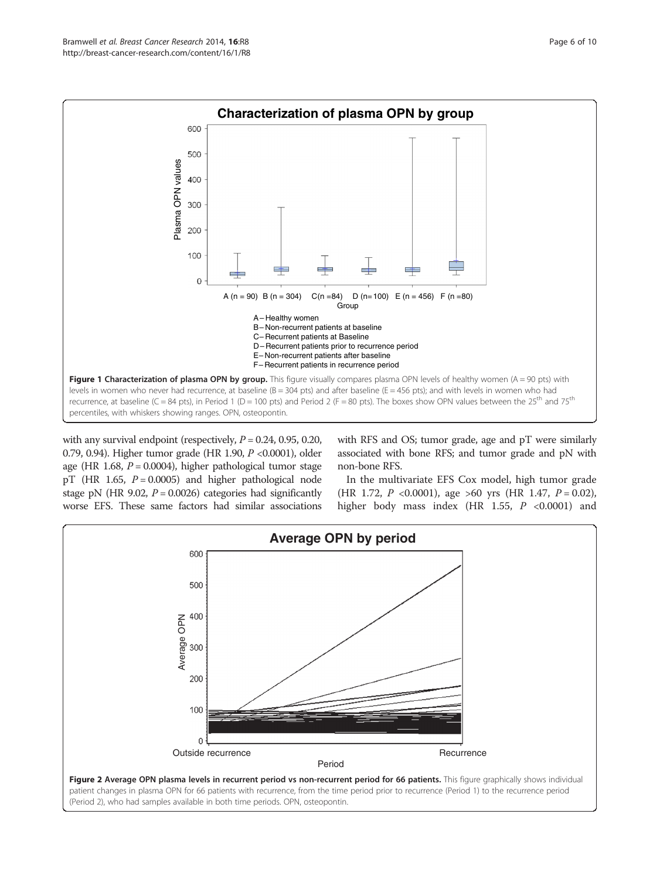Characterization of plasma OPN by group

Plasma OPN values

600
500
400
300
200
100
0

A (n = 90) B (n = 304) C(n =84) D (n=100) E (n = 456) F (n =80)

Group

A – Healthy women
B – Non-recurrent patients at baseline
C – Recurrent patients at Baseline
D – Recurrent patients prior to recurrence period
E – Non-recurrent patients after baseline
F – Recurrent patients in recurrence period

**Figure 1 Characterization of plasma OPN by group.** This figure visually compares plasma OPN levels of healthy women (A = 90 pts) with levels in women who never had recurrence, at baseline (B = 304 pts) and after baseline (E = 456 pts); and with levels in women who had recurrence, at baseline (C = 84 pts), in Period 1 (D = 100 pts) and Period 2 (F = 80 pts). The boxes show OPN values between the 25th and 75th percentiles, with whiskers showing ranges. OPN, osteopontin.

with any survival endpoint (respectively, $P = 0.24$, 0.95, 0.20, 0.79, 0.94). Higher tumor grade (HR 1.90, $P < 0.0001$), older age (HR 1.68, $P = 0.0004$), higher pathological tumor stage pT (HR 1.65, $P = 0.0005$) and higher pathological node stage pN (HR 9.02, $P = 0.0026$) categories had significantly worse EFS. These same factors had similar associations with RFS and OS; tumor grade, age and pT were similarly associated with bone RFS; and tumor grade and pN with non-bone RFS.

In the multivariate EFS Cox model, high tumor grade (HR 1.72, $P < 0.0001$), age >60 yrs (HR 1.47, $P = 0.02$), higher body mass index (HR 1.55, $P < 0.0001$) and

Average OPN by period

Average OPN

600
500
400
300
200
100
0

Outside recurrence

Recurrence

Period

**Figure 2 Average OPN plasma levels in recurrent period vs non-recurrent period for 66 patients.** This figure graphically shows individual patient changes in plasma OPN for 66 patients with recurrence, from the time period prior to recurrence (Period 1) to the recurrence period (Period 2), who had samples available in both time periods. OPN, osteopontin.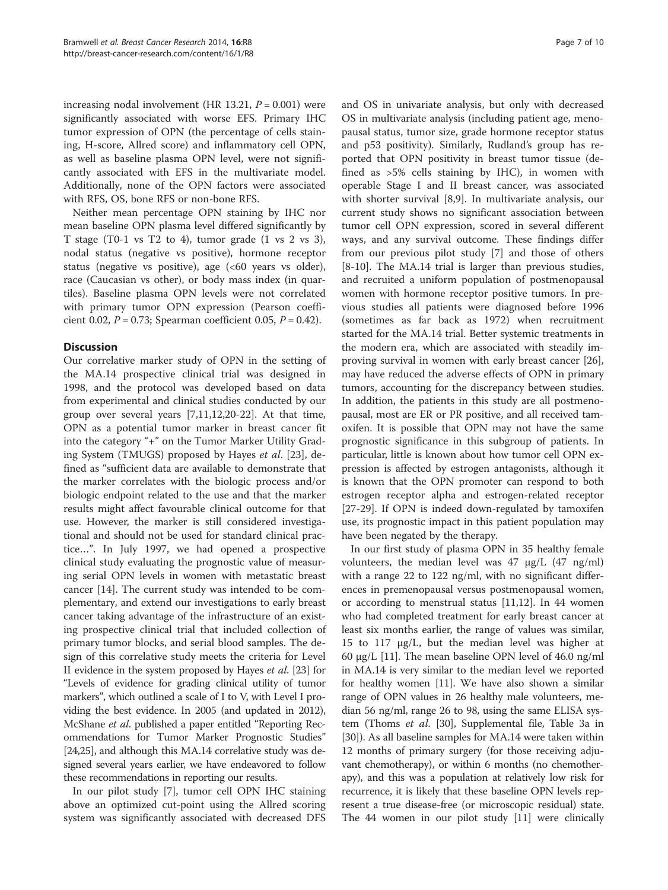increasing nodal involvement (HR 13.21, $P = 0.001$) were significantly associated with worse EFS. Primary IHC tumor expression of OPN (the percentage of cells staining, H-score, Allred score) and inflammatory cell OPN, as well as baseline plasma OPN level, were not significantly associated with EFS in the multivariate model. Additionally, none of the OPN factors were associated with RFS, OS, bone RFS or non-bone RFS.

Neither mean percentage OPN staining by IHC nor mean baseline OPN plasma level differed significantly by T stage (T0-1 vs T2 to 4), tumor grade (1 vs 2 vs 3), nodal status (negative vs positive), hormone receptor status (negative vs positive), age (<60 years vs older), race (Caucasian vs other), or body mass index (in quartiles). Baseline plasma OPN levels were not correlated with primary tumor OPN expression (Pearson coefficient 0.02, $P = 0.73$; Spearman coefficient 0.05, $P = 0.42$).

## Discussion

Our correlative marker study of OPN in the setting of the MA.14 prospective clinical trial was designed in 1998, and the protocol was developed based on data from experimental and clinical studies conducted by our group over several years [7,11,12,20-22]. At that time, OPN as a potential tumor marker in breast cancer fit into the category "+" on the Tumor Marker Utility Grading System (TMUGS) proposed by Hayes *et al*. [23], defined as "sufficient data are available to demonstrate that the marker correlates with the biologic process and/or biologic endpoint related to the use and that the marker results might affect favourable clinical outcome for that use. However, the marker is still considered investigational and should not be used for standard clinical practice…". In July 1997, we had opened a prospective clinical study evaluating the prognostic value of measuring serial OPN levels in women with metastatic breast cancer [14]. The current study was intended to be complementary, and extend our investigations to early breast cancer taking advantage of the infrastructure of an existing prospective clinical trial that included collection of primary tumor blocks, and serial blood samples. The design of this correlative study meets the criteria for Level II evidence in the system proposed by Hayes *et al*. [23] for "Levels of evidence for grading clinical utility of tumor markers", which outlined a scale of I to V, with Level I providing the best evidence. In 2005 (and updated in 2012), McShane *et al*. published a paper entitled "Reporting Recommendations for Tumor Marker Prognostic Studies" [24,25], and although this MA.14 correlative study was designed several years earlier, we have endeavored to follow these recommendations in reporting our results.

In our pilot study [7], tumor cell OPN IHC staining above an optimized cut-point using the Allred scoring system was significantly associated with decreased DFS and OS in univariate analysis, but only with decreased OS in multivariate analysis (including patient age, menopausal status, tumor size, grade hormone receptor status and p53 positivity). Similarly, Rudland's group has reported that OPN positivity in breast tumor tissue (defined as >5% cells staining by IHC), in women with operable Stage I and II breast cancer, was associated with shorter survival [8,9]. In multivariate analysis, our current study shows no significant association between tumor cell OPN expression, scored in several different ways, and any survival outcome. These findings differ from our previous pilot study [7] and those of others [8-10]. The MA.14 trial is larger than previous studies, and recruited a uniform population of postmenopausal women with hormone receptor positive tumors. In previous studies all patients were diagnosed before 1996 (sometimes as far back as 1972) when recruitment started for the MA.14 trial. Better systemic treatments in the modern era, which are associated with steadily improving survival in women with early breast cancer [26], may have reduced the adverse effects of OPN in primary tumors, accounting for the discrepancy between studies. In addition, the patients in this study are all postmenopausal, most are ER or PR positive, and all received tamoxifen. It is possible that OPN may not have the same prognostic significance in this subgroup of patients. In particular, little is known about how tumor cell OPN expression is affected by estrogen antagonists, although it is known that the OPN promoter can respond to both estrogen receptor alpha and estrogen-related receptor [27-29]. If OPN is indeed down-regulated by tamoxifen use, its prognostic impact in this patient population may have been negated by the therapy.

In our first study of plasma OPN in 35 healthy female volunteers, the median level was 47 μg/L (47 ng/ml) with a range 22 to 122 ng/ml, with no significant differences in premenopausal versus postmenopausal women, or according to menstrual status [11,12]. In 44 women who had completed treatment for early breast cancer at least six months earlier, the range of values was similar, 15 to 117 μg/L, but the median level was higher at 60 μg/L [11]. The mean baseline OPN level of 46.0 ng/ml in MA.14 is very similar to the median level we reported for healthy women [11]. We have also shown a similar range of OPN values in 26 healthy male volunteers, median 56 ng/ml, range 26 to 98, using the same ELISA system (Thoms *et al*. [30], Supplemental file, Table 3a in [30]). As all baseline samples for MA.14 were taken within 12 months of primary surgery (for those receiving adjuvant chemotherapy), or within 6 months (no chemotherapy), and this was a population at relatively low risk for recurrence, it is likely that these baseline OPN levels represent a true disease-free (or microscopic residual) state. The 44 women in our pilot study [11] were clinically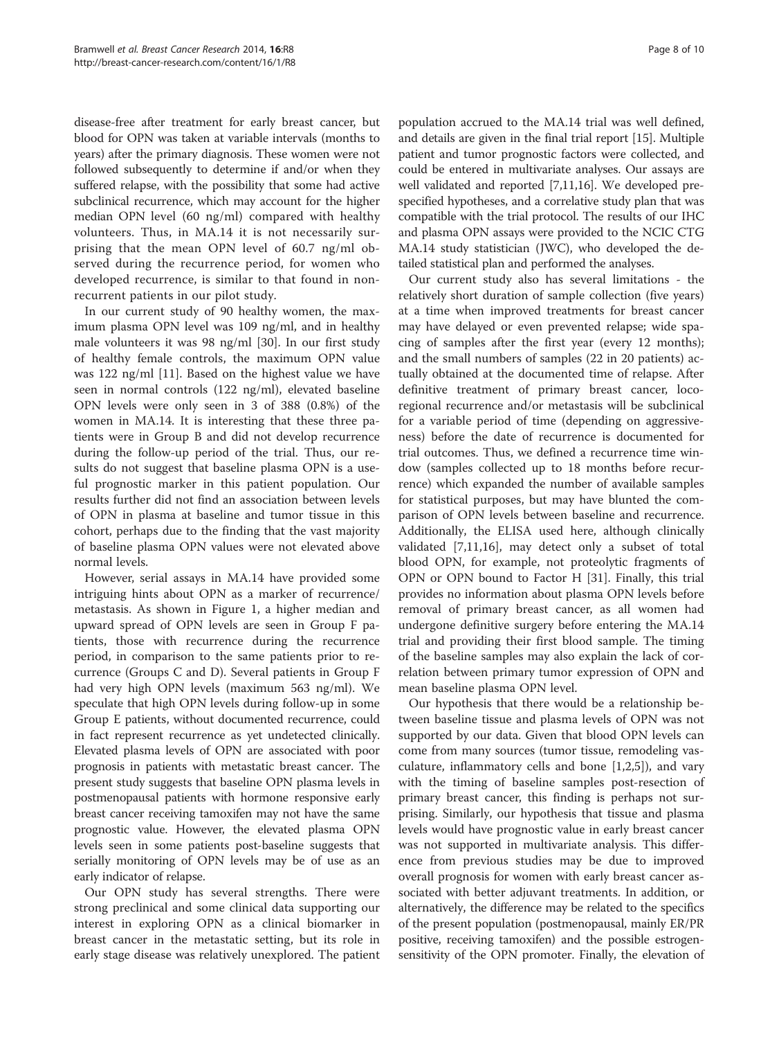disease-free after treatment for early breast cancer, but blood for OPN was taken at variable intervals (months to years) after the primary diagnosis. These women were not followed subsequently to determine if and/or when they suffered relapse, with the possibility that some had active subclinical recurrence, which may account for the higher median OPN level (60 ng/ml) compared with healthy volunteers. Thus, in MA.14 it is not necessarily surprising that the mean OPN level of 60.7 ng/ml observed during the recurrence period, for women who developed recurrence, is similar to that found in non-recurrent patients in our pilot study.

In our current study of 90 healthy women, the maximum plasma OPN level was 109 ng/ml, and in healthy male volunteers it was 98 ng/ml [30]. In our first study of healthy female controls, the maximum OPN value was 122 ng/ml [11]. Based on the highest value we have seen in normal controls (122 ng/ml), elevated baseline OPN levels were only seen in 3 of 388 (0.8%) of the women in MA.14. It is interesting that these three patients were in Group B and did not develop recurrence during the follow-up period of the trial. Thus, our results do not suggest that baseline plasma OPN is a useful prognostic marker in this patient population. Our results further did not find an association between levels of OPN in plasma at baseline and tumor tissue in this cohort, perhaps due to the finding that the vast majority of baseline plasma OPN values were not elevated above normal levels.

However, serial assays in MA.14 have provided some intriguing hints about OPN as a marker of recurrence/metastasis. As shown in Figure 1, a higher median and upward spread of OPN levels are seen in Group F patients, those with recurrence during the recurrence period, in comparison to the same patients prior to recurrence (Groups C and D). Several patients in Group F had very high OPN levels (maximum 563 ng/ml). We speculate that high OPN levels during follow-up in some Group E patients, without documented recurrence, could in fact represent recurrence as yet undetected clinically. Elevated plasma levels of OPN are associated with poor prognosis in patients with metastatic breast cancer. The present study suggests that baseline OPN plasma levels in postmenopausal patients with hormone responsive early breast cancer receiving tamoxifen may not have the same prognostic value. However, the elevated plasma OPN levels seen in some patients post-baseline suggests that serially monitoring of OPN levels may be of use as an early indicator of relapse.

Our OPN study has several strengths. There were strong preclinical and some clinical data supporting our interest in exploring OPN as a clinical biomarker in breast cancer in the metastatic setting, but its role in early stage disease was relatively unexplored. The patient population accrued to the MA.14 trial was well defined, and details are given in the final trial report [15]. Multiple patient and tumor prognostic factors were collected, and could be entered in multivariate analyses. Our assays are well validated and reported [7,11,16]. We developed prespecified hypotheses, and a correlative study plan that was compatible with the trial protocol. The results of our IHC and plasma OPN assays were provided to the NCIC CTG MA.14 study statistician (JWC), who developed the detailed statistical plan and performed the analyses.

Our current study also has several limitations - the relatively short duration of sample collection (five years) at a time when improved treatments for breast cancer may have delayed or even prevented relapse; wide spacing of samples after the first year (every 12 months); and the small numbers of samples (22 in 20 patients) actually obtained at the documented time of relapse. After definitive treatment of primary breast cancer, locoregional recurrence and/or metastasis will be subclinical for a variable period of time (depending on aggressiveness) before the date of recurrence is documented for trial outcomes. Thus, we defined a recurrence time window (samples collected up to 18 months before recurrence) which expanded the number of available samples for statistical purposes, but may have blunted the comparison of OPN levels between baseline and recurrence. Additionally, the ELISA used here, although clinically validated [7,11,16], may detect only a subset of total blood OPN, for example, not proteolytic fragments of OPN or OPN bound to Factor H [31]. Finally, this trial provides no information about plasma OPN levels before removal of primary breast cancer, as all women had undergone definitive surgery before entering the MA.14 trial and providing their first blood sample. The timing of the baseline samples may also explain the lack of correlation between primary tumor expression of OPN and mean baseline plasma OPN level.

Our hypothesis that there would be a relationship between baseline tissue and plasma levels of OPN was not supported by our data. Given that blood OPN levels can come from many sources (tumor tissue, remodeling vasculature, inflammatory cells and bone [1,2,5]), and vary with the timing of baseline samples post-resection of primary breast cancer, this finding is perhaps not surprising. Similarly, our hypothesis that tissue and plasma levels would have prognostic value in early breast cancer was not supported in multivariate analysis. This difference from previous studies may be due to improved overall prognosis for women with early breast cancer associated with better adjuvant treatments. In addition, or alternatively, the difference may be related to the specifics of the present population (postmenopausal, mainly ER/PR positive, receiving tamoxifen) and the possible estrogen-sensitivity of the OPN promoter. Finally, the elevation of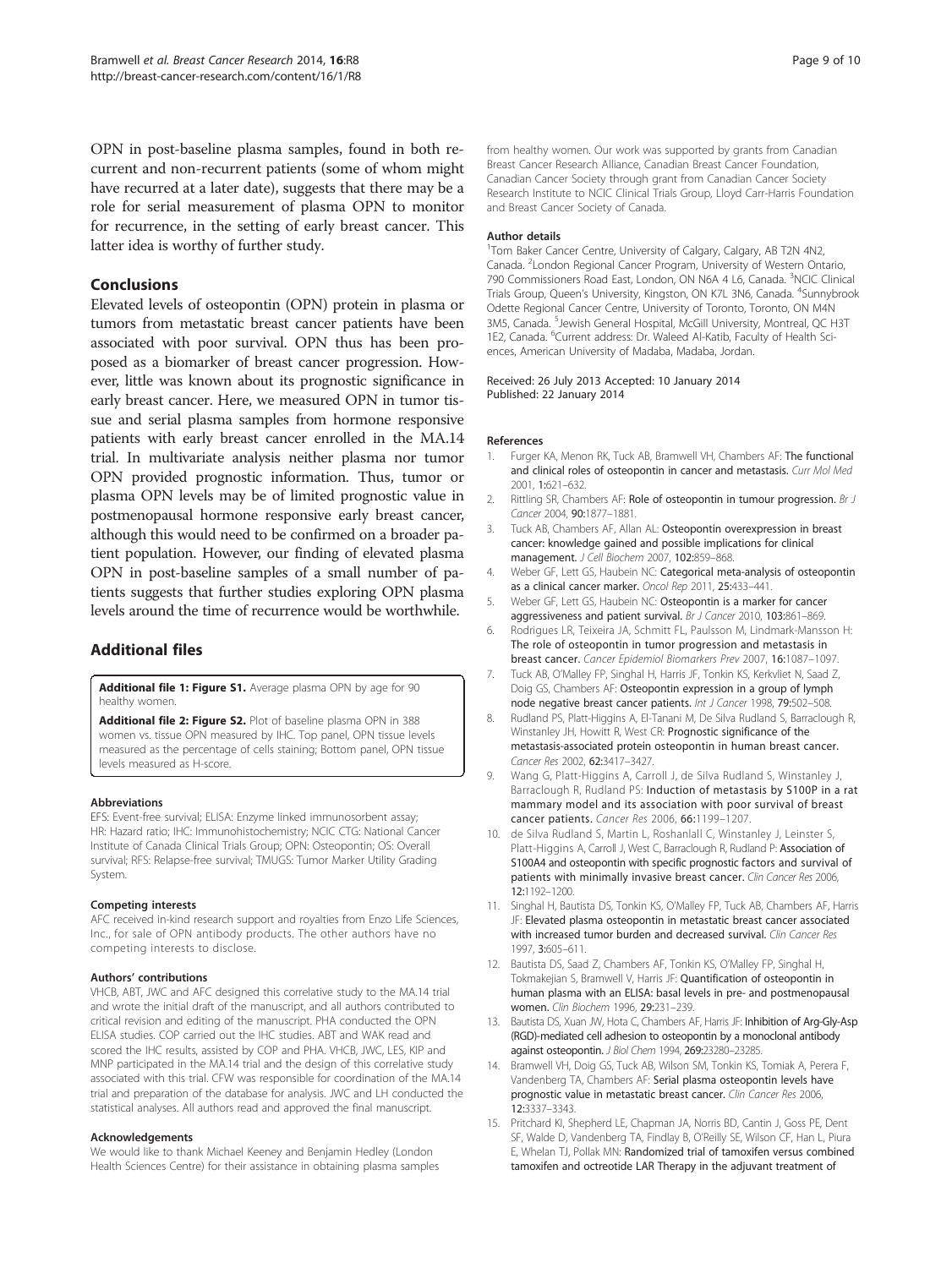OPN in post-baseline plasma samples, found in both recurrent and non-recurrent patients (some of whom might have recurred at a later date), suggests that there may be a role for serial measurement of plasma OPN to monitor for recurrence, in the setting of early breast cancer. This latter idea is worthy of further study.

## Conclusions

Elevated levels of osteopontin (OPN) protein in plasma or tumors from metastatic breast cancer patients have been associated with poor survival. OPN thus has been proposed as a biomarker of breast cancer progression. However, little was known about its prognostic significance in early breast cancer. Here, we measured OPN in tumor tissue and serial plasma samples from hormone responsive patients with early breast cancer enrolled in the MA.14 trial. In multivariate analysis neither plasma nor tumor OPN provided prognostic information. Thus, tumor or plasma OPN levels may be of limited prognostic value in postmenopausal hormone responsive early breast cancer, although this would need to be confirmed on a broader patient population. However, our finding of elevated plasma OPN in post-baseline samples of a small number of patients suggests that further studies exploring OPN plasma levels around the time of recurrence would be worthwhile.

## Additional files

**Additional file 1: Figure S1.** Average plasma OPN by age for 90 healthy women.

**Additional file 2: Figure S2.** Plot of baseline plasma OPN in 388 women vs. tissue OPN measured by IHC. Top panel, OPN tissue levels measured as the percentage of cells staining; Bottom panel, OPN tissue levels measured as H-score.

#### Abbreviations

EFS: Event-free survival; ELISA: Enzyme linked immunosorbent assay; HR: Hazard ratio; IHC: Immunohistochemistry; NCIC CTG: National Cancer Institute of Canada Clinical Trials Group; OPN: Osteopontin; OS: Overall survival; RFS: Relapse-free survival; TMUGS: Tumor Marker Utility Grading System.

#### Competing interests

AFC received in-kind research support and royalties from Enzo Life Sciences, Inc., for sale of OPN antibody products. The other authors have no competing interests to disclose.

#### Authors' contributions

VHCB, ABT, JWC and AFC designed this correlative study to the MA.14 trial and wrote the initial draft of the manuscript, and all authors contributed to critical revision and editing of the manuscript. PHA conducted the OPN ELISA studies. COP carried out the IHC studies. ABT and WAK read and scored the IHC results, assisted by COP and PHA. VHCB, JWC, LES, KIP and MNP participated in the MA.14 trial and the design of this correlative study associated with this trial. CFW was responsible for coordination of the MA.14 trial and preparation of the database for analysis. JWC and LH conducted the statistical analyses. All authors read and approved the final manuscript.

#### Acknowledgements

We would like to thank Michael Keeney and Benjamin Hedley (London Health Sciences Centre) for their assistance in obtaining plasma samples from healthy women. Our work was supported by grants from Canadian Breast Cancer Research Alliance, Canadian Breast Cancer Foundation, Canadian Cancer Society through grant from Canadian Cancer Society Research Institute to NCIC Clinical Trials Group, Lloyd Carr-Harris Foundation and Breast Cancer Society of Canada.

#### Author details

[1]Tom Baker Cancer Centre, University of Calgary, Calgary, AB T2N 4N2, Canada. [2]London Regional Cancer Program, University of Western Ontario, 790 Commissioners Road East, London, ON N6A 4 L6, Canada. [3]NCIC Clinical Trials Group, Queen's University, Kingston, ON K7L 3N6, Canada. [4]Sunnybrook Odette Regional Cancer Centre, University of Toronto, Toronto, ON M4N 3M5, Canada. [5]Jewish General Hospital, McGill University, Montreal, QC H3T 1E2, Canada. [6]Current address: Dr. Waleed Al-Katib, Faculty of Health Sciences, American University of Madaba, Madaba, Jordan.

Received: 26 July 2013 Accepted: 10 January 2014
Published: 22 January 2014

#### References

1. Furger KA, Menon RK, Tuck AB, Bramwell VH, Chambers AF: **The functional and clinical roles of osteopontin in cancer and metastasis.** *Curr Mol Med* 2001, **1:**621–632.
2. Rittling SR, Chambers AF: **Role of osteopontin in tumour progression.** *Br J Cancer* 2004, **90:**1877–1881.
3. Tuck AB, Chambers AF, Allan AL: **Osteopontin overexpression in breast cancer: knowledge gained and possible implications for clinical management.** *J Cell Biochem* 2007, **102:**859–868.
4. Weber GF, Lett GS, Haubein NC: **Categorical meta-analysis of osteopontin as a clinical cancer marker.** *Oncol Rep* 2011, **25:**433–441.
5. Weber GF, Lett GS, Haubein NC: **Osteopontin is a marker for cancer aggressiveness and patient survival.** *Br J Cancer* 2010, **103:**861–869.
6. Rodrigues LR, Teixeira JA, Schmitt FL, Paulsson M, Lindmark-Mansson H: **The role of osteopontin in tumor progression and metastasis in breast cancer.** *Cancer Epidemiol Biomarkers Prev* 2007, **16:**1087–1097.
7. Tuck AB, O'Malley FP, Singhal H, Harris JF, Tonkin KS, Kerkvliet N, Saad Z, Doig GS, Chambers AF: **Osteopontin expression in a group of lymph node negative breast cancer patients.** *Int J Cancer* 1998, **79:**502–508.
8. Rudland PS, Platt-Higgins A, El-Tanani M, De Silva Rudland S, Barraclough R, Winstanley JH, Howitt R, West CR: **Prognostic significance of the metastasis-associated protein osteopontin in human breast cancer.** *Cancer Res* 2002, **62:**3417–3427.
9. Wang G, Platt-Higgins A, Carroll J, de Silva Rudland S, Winstanley J, Barraclough R, Rudland PS: **Induction of metastasis by S100P in a rat mammary model and its association with poor survival of breast cancer patients.** *Cancer Res* 2006, **66:**1199–1207.
10. de Silva Rudland S, Martin L, Roshanlall C, Winstanley J, Leinster S, Platt-Higgins A, Carroll J, West C, Barraclough R, Rudland P: **Association of S100A4 and osteopontin with specific prognostic factors and survival of patients with minimally invasive breast cancer.** *Clin Cancer Res* 2006, **12:**1192–1200.
11. Singhal H, Bautista DS, Tonkin KS, O'Malley FP, Tuck AB, Chambers AF, Harris JF: **Elevated plasma osteopontin in metastatic breast cancer associated with increased tumor burden and decreased survival.** *Clin Cancer Res* 1997, **3:**605–611.
12. Bautista DS, Saad Z, Chambers AF, Tonkin KS, O'Malley FP, Singhal H, Tokmakejian S, Bramwell V, Harris JF: **Quantification of osteopontin in human plasma with an ELISA: basal levels in pre- and postmenopausal women.** *Clin Biochem* 1996, **29:**231–239.
13. Bautista DS, Xuan JW, Hota C, Chambers AF, Harris JF: **Inhibition of Arg-Gly-Asp (RGD)-mediated cell adhesion to osteopontin by a monoclonal antibody against osteopontin.** *J Biol Chem* 1994, **269:**23280–23285.
14. Bramwell VH, Doig GS, Tuck AB, Wilson SM, Tonkin KS, Tomiak A, Perera F, Vandenberg TA, Chambers AF: **Serial plasma osteopontin levels have prognostic value in metastatic breast cancer.** *Clin Cancer Res* 2006, **12:**3337–3343.
15. Pritchard KI, Shepherd LE, Chapman JA, Norris BD, Cantin J, Goss PE, Dent SF, Walde D, Vandenberg TA, Findlay B, O'Reilly SE, Wilson CF, Han L, Piura E, Whelan TJ, Pollak MN: **Randomized trial of tamoxifen versus combined tamoxifen and octreotide LAR Therapy in the adjuvant treatment of**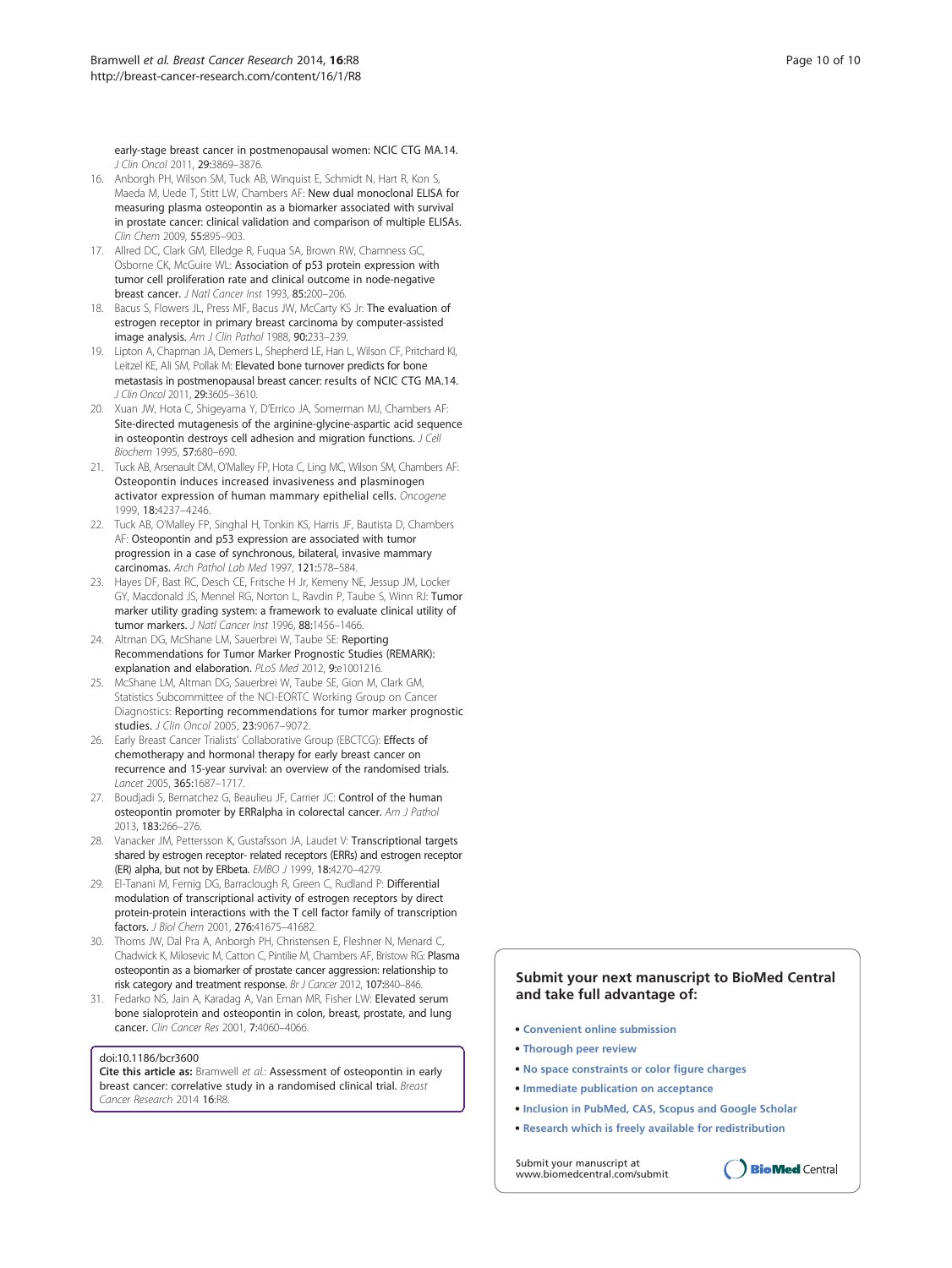early-stage breast cancer in postmenopausal women: NCIC CTG MA.14. *J Clin Oncol* 2011, **29**:3869–3876.

16. Anborgh PH, Wilson SM, Tuck AB, Winquist E, Schmidt N, Hart R, Kon S, Maeda M, Uede T, Stitt LW, Chambers AF: **New dual monoclonal ELISA for measuring plasma osteopontin as a biomarker associated with survival in prostate cancer: clinical validation and comparison of multiple ELISAs.** *Clin Chem* 2009, **55**:895–903.
17. Allred DC, Clark GM, Elledge R, Fuqua SA, Brown RW, Chamness GC, Osborne CK, McGuire WL: **Association of p53 protein expression with tumor cell proliferation rate and clinical outcome in node-negative breast cancer.** *J Natl Cancer Inst* 1993, **85**:200–206.
18. Bacus S, Flowers JL, Press MF, Bacus JW, McCarty KS Jr: **The evaluation of estrogen receptor in primary breast carcinoma by computer-assisted image analysis.** *Am J Clin Pathol* 1988, **90**:233–239.
19. Lipton A, Chapman JA, Demers L, Shepherd LE, Han L, Wilson CF, Pritchard KI, Leitzel KE, Ali SM, Pollak M: **Elevated bone turnover predicts for bone metastasis in postmenopausal breast cancer: results of NCIC CTG MA.14.** *J Clin Oncol* 2011, **29**:3605–3610.
20. Xuan JW, Hota C, Shigeyama Y, D'Errico JA, Somerman MJ, Chambers AF: **Site-directed mutagenesis of the arginine-glycine-aspartic acid sequence in osteopontin destroys cell adhesion and migration functions.** *J Cell Biochem* 1995, **57**:680–690.
21. Tuck AB, Arsenault DM, O'Malley FP, Hota C, Ling MC, Wilson SM, Chambers AF: **Osteopontin induces increased invasiveness and plasminogen activator expression of human mammary epithelial cells.** *Oncogene* 1999, **18**:4237–4246.
22. Tuck AB, O'Malley FP, Singhal H, Tonkin KS, Harris JF, Bautista D, Chambers AF: **Osteopontin and p53 expression are associated with tumor progression in a case of synchronous, bilateral, invasive mammary carcinomas.** *Arch Pathol Lab Med* 1997, **121**:578–584.
23. Hayes DF, Bast RC, Desch CE, Fritsche H Jr, Kemeny NE, Jessup JM, Locker GY, Macdonald JS, Mennel RG, Norton L, Ravdin P, Taube S, Winn RJ: **Tumor marker utility grading system: a framework to evaluate clinical utility of tumor markers.** *J Natl Cancer Inst* 1996, **88**:1456–1466.
24. Altman DG, McShane LM, Sauerbrei W, Taube SE: **Reporting Recommendations for Tumor Marker Prognostic Studies (REMARK): explanation and elaboration.** *PLoS Med* 2012, **9**:e1001216.
25. McShane LM, Altman DG, Sauerbrei W, Taube SE, Gion M, Clark GM, Statistics Subcommittee of the NCI-EORTC Working Group on Cancer Diagnostics: **Reporting recommendations for tumor marker prognostic studies.** *J Clin Oncol* 2005, **23**:9067–9072.
26. Early Breast Cancer Trialists' Collaborative Group (EBCTCG): **Effects of chemotherapy and hormonal therapy for early breast cancer on recurrence and 15-year survival: an overview of the randomised trials.** *Lancet* 2005, **365**:1687–1717.
27. Boudjadi S, Bernatchez G, Beaulieu JF, Carrier JC: **Control of the human osteopontin promoter by ERRalpha in colorectal cancer.** *Am J Pathol* 2013, **183**:266–276.
28. Vanacker JM, Pettersson K, Gustafsson JA, Laudet V: **Transcriptional targets shared by estrogen receptor- related receptors (ERRs) and estrogen receptor (ER) alpha, but not by ERbeta.** *EMBO J* 1999, **18**:4270–4279.
29. El-Tanani M, Fernig DG, Barraclough R, Green C, Rudland P: **Differential modulation of transcriptional activity of estrogen receptors by direct protein-protein interactions with the T cell factor family of transcription factors.** *J Biol Chem* 2001, **276**:41675–41682.
30. Thoms JW, Dal Pra A, Anborgh PH, Christensen E, Fleshner N, Menard C, Chadwick K, Milosevic M, Catton C, Pintilie M, Chambers AF, Bristow RG: **Plasma osteopontin as a biomarker of prostate cancer aggression: relationship to risk category and treatment response.** *Br J Cancer* 2012, **107**:840–846.
31. Fedarko NS, Jain A, Karadag A, Van Eman MR, Fisher LW: **Elevated serum bone sialoprotein and osteopontin in colon, breast, prostate, and lung cancer.** *Clin Cancer Res* 2001, **7**:4060–4066.

doi:10.1186/bcr3600

**Cite this article as:** Bramwell *et al.*: Assessment of osteopontin in early breast cancer: correlative study in a randomised clinical trial. *Breast Cancer Research* 2014 **16**:R8.

**Submit your next manuscript to BioMed Central and take full advantage of:**

- **Convenient online submission**
- **Thorough peer review**
- **No space constraints or color figure charges**
- **Immediate publication on acceptance**
- **Inclusion in PubMed, CAS, Scopus and Google Scholar**
- **Research which is freely available for redistribution**

Submit your manuscript at www.biomedcentral.com/submit

BioMed Central